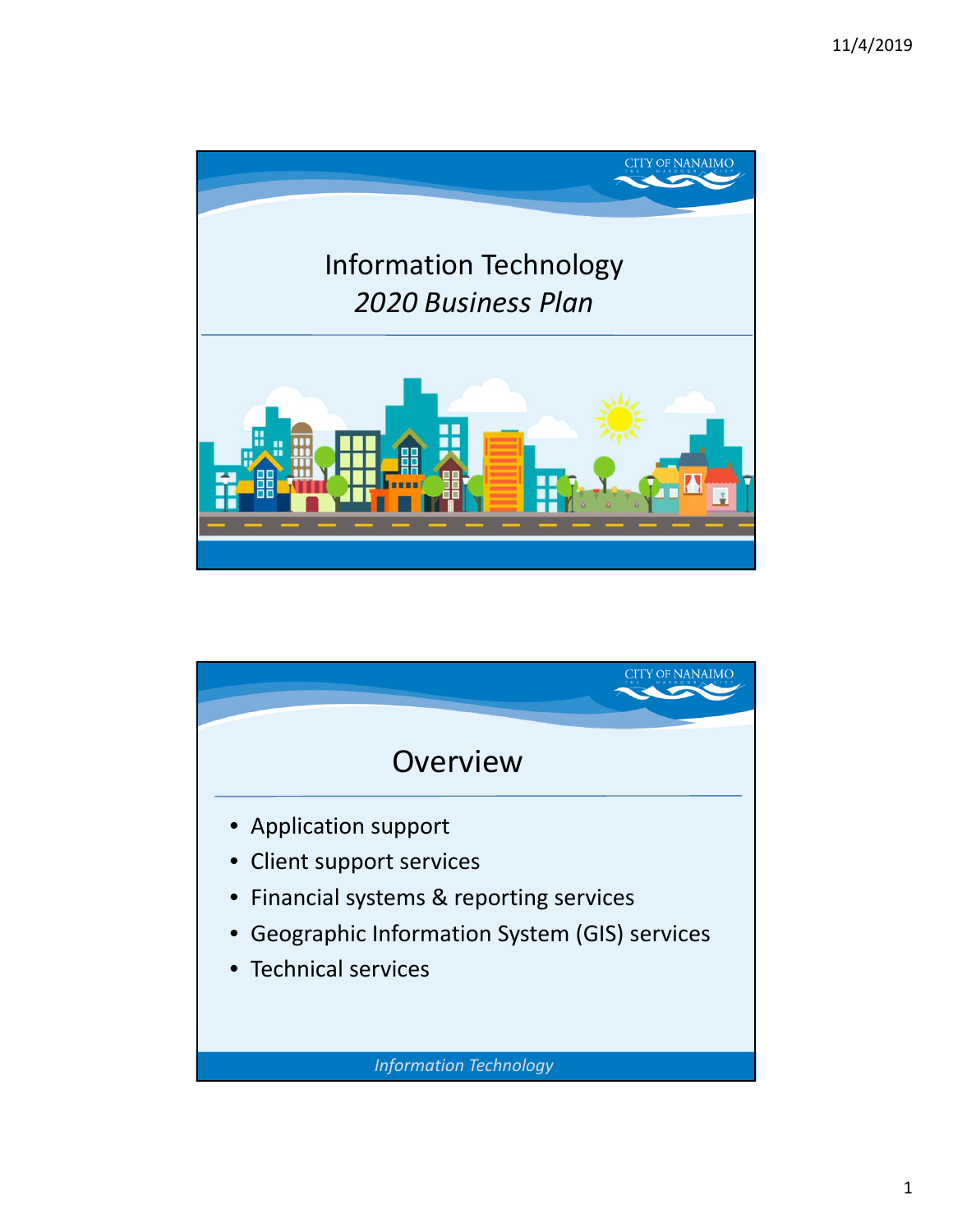# Information Technology

*2020 Business Plan*

## Overview

- Application support
- Client support services
- Financial systems & reporting services
- Geographic Information System (GIS) services
- Technical services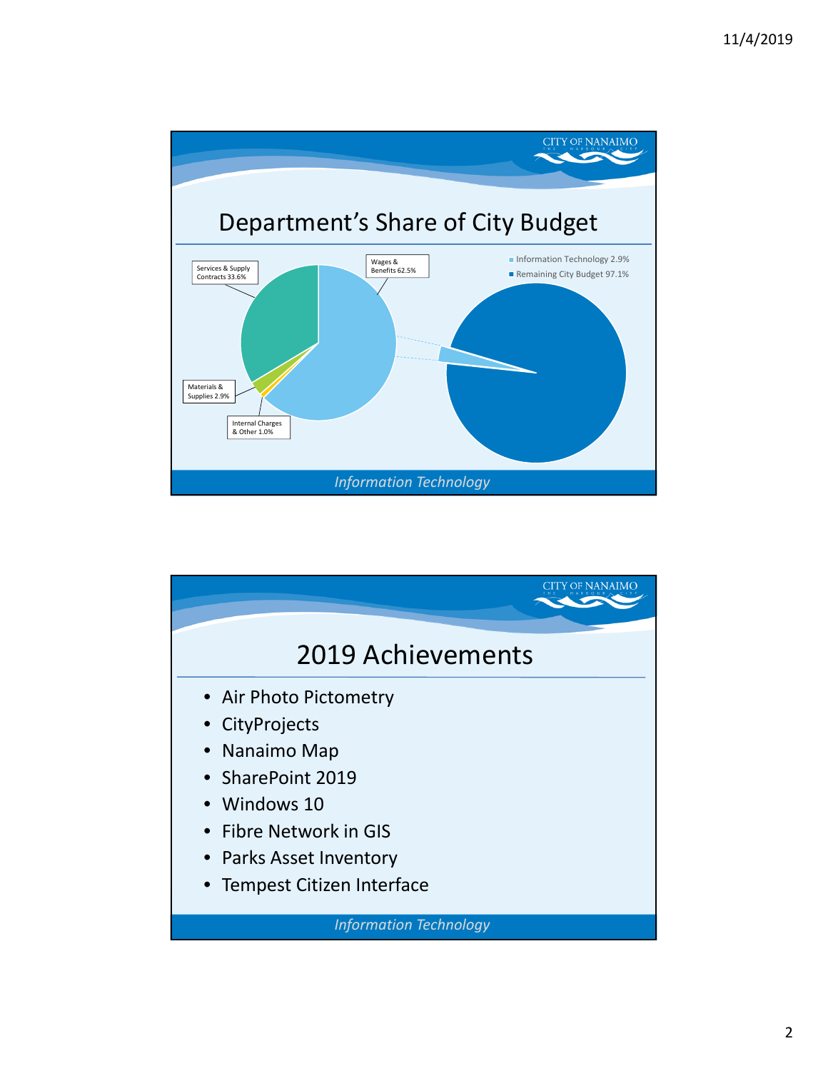## Department's Share of City Budget

- Services & Supply Contracts 33.6%
- Wages & Benefits 62.5%
- Materials & Supplies 2.9%
- Internal Charges & Other 1.0%

- Information Technology 2.9%
- Remaining City Budget 97.1%

*Information Technology*

## 2019 Achievements

- Air Photo Pictometry
- CityProjects
- Nanaimo Map
- SharePoint 2019
- Windows 10
- Fibre Network in GIS
- Parks Asset Inventory
- Tempest Citizen Interface

*Information Technology*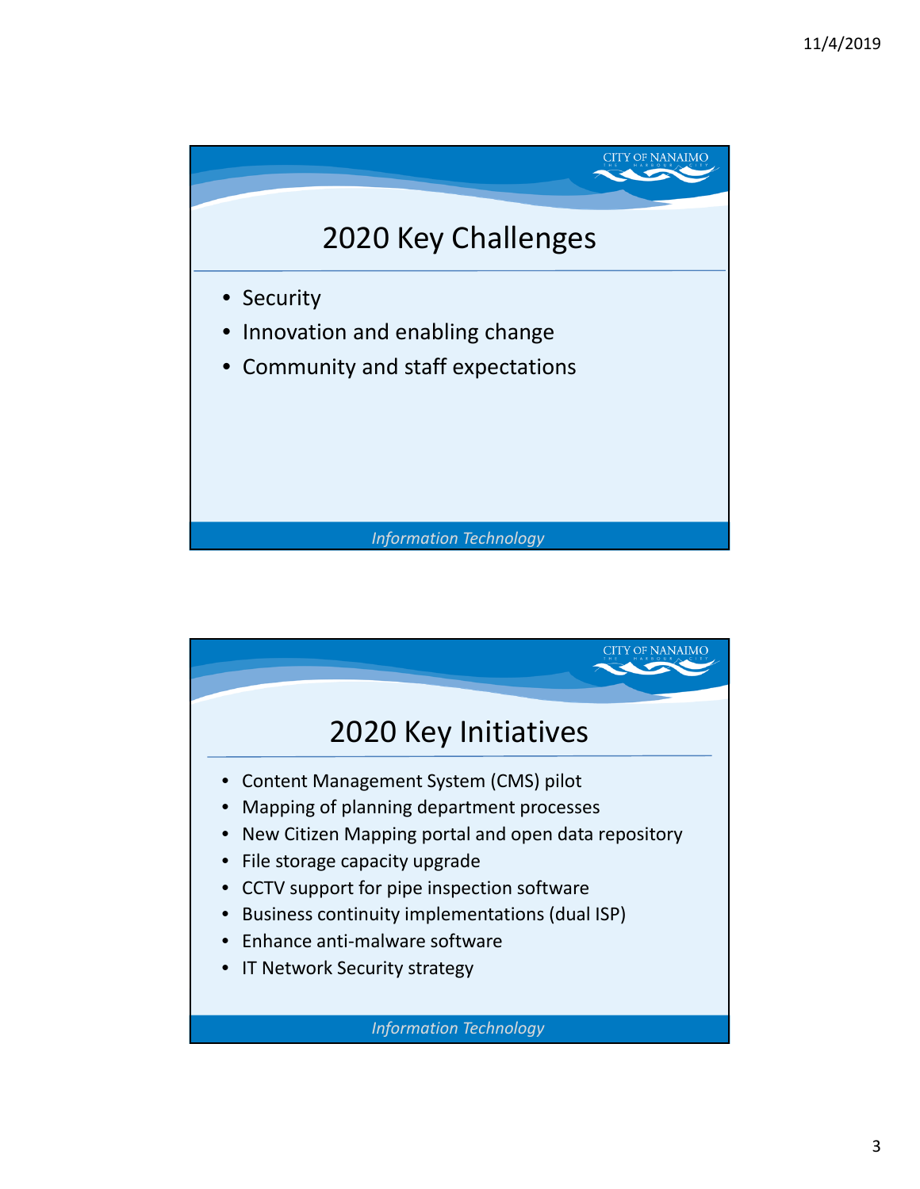## 2020 Key Challenges

- Security
- Innovation and enabling change
- Community and staff expectations

*Information Technology*

## 2020 Key Initiatives

- Content Management System (CMS) pilot
- Mapping of planning department processes
- New Citizen Mapping portal and open data repository
- File storage capacity upgrade
- CCTV support for pipe inspection software
- Business continuity implementations (dual ISP)
- Enhance anti-malware software
- IT Network Security strategy

*Information Technology*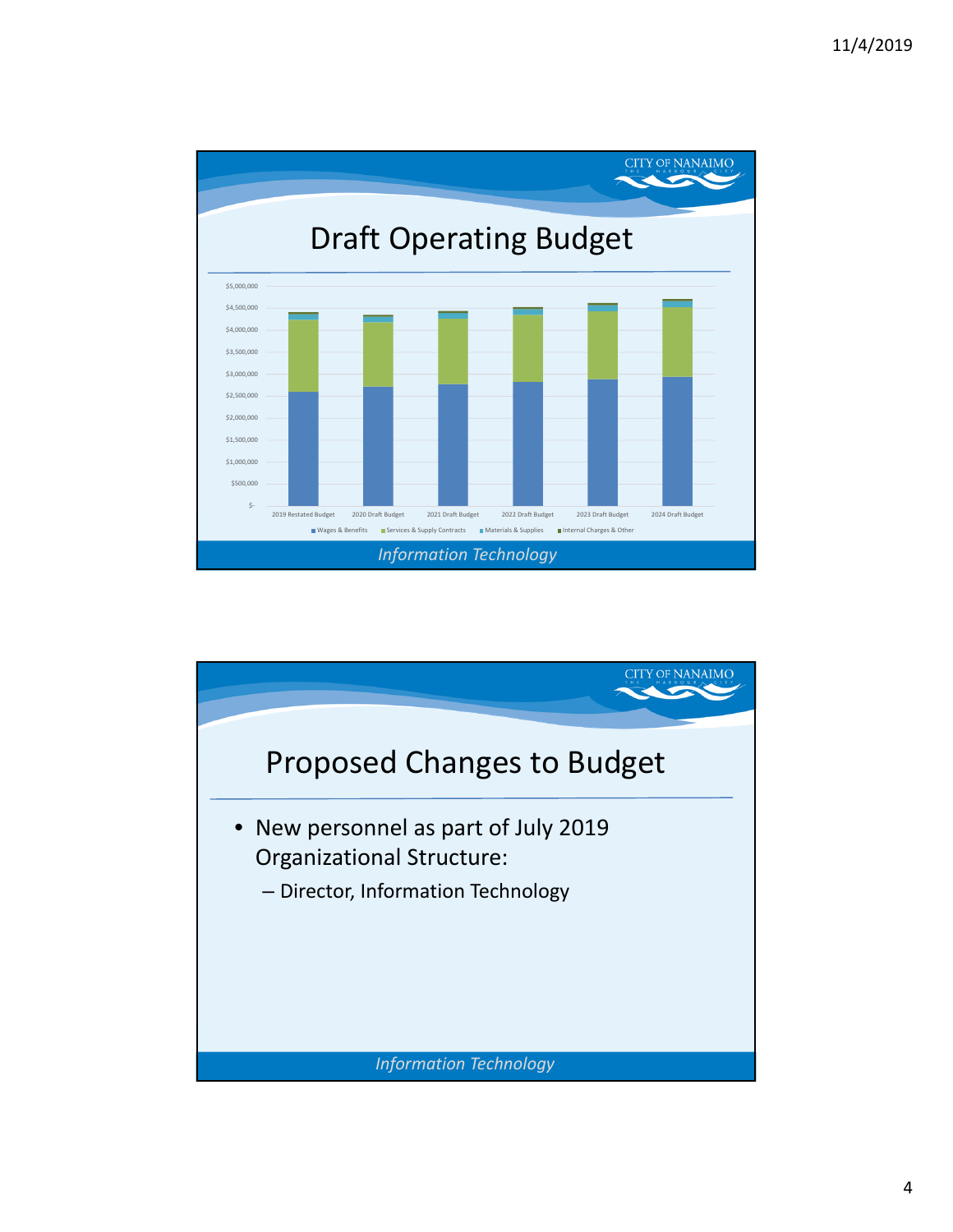## Draft Operating Budget

$5,000,000
$4,500,000
$4,000,000
$3,500,000
$3,000,000
$2,500,000
$2,000,000
$1,500,000
$1,000,000
$500,000
$-

2019 Restated Budget | 2020 Draft Budget | 2021 Draft Budget | 2022 Draft Budget | 2023 Draft Budget | 2024 Draft Budget

Wages & Benefits | Services & Supply Contracts | Materials & Supplies | Internal Charges & Other

*Information Technology*

## Proposed Changes to Budget

- New personnel as part of July 2019 Organizational Structure:
  - Director, Information Technology

*Information Technology*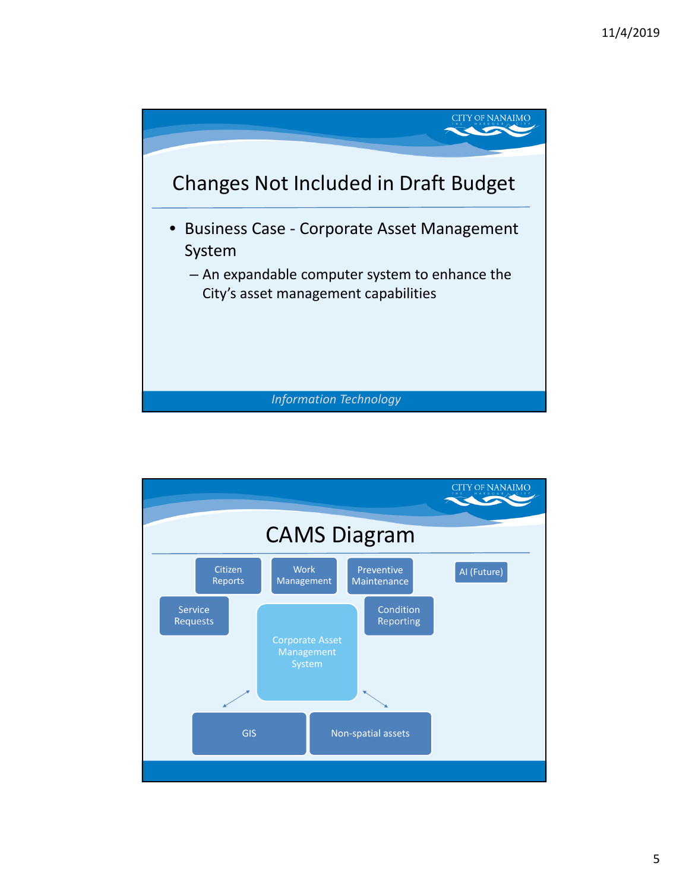## Changes Not Included in Draft Budget

- Business Case - Corporate Asset Management System
  - An expandable computer system to enhance the City's asset management capabilities

*Information Technology*

## CAMS Diagram

Citizen Reports

Work Management

Preventive Maintenance

AI (Future)

Service Requests

Corporate Asset Management System

Condition Reporting

GIS

Non-spatial assets